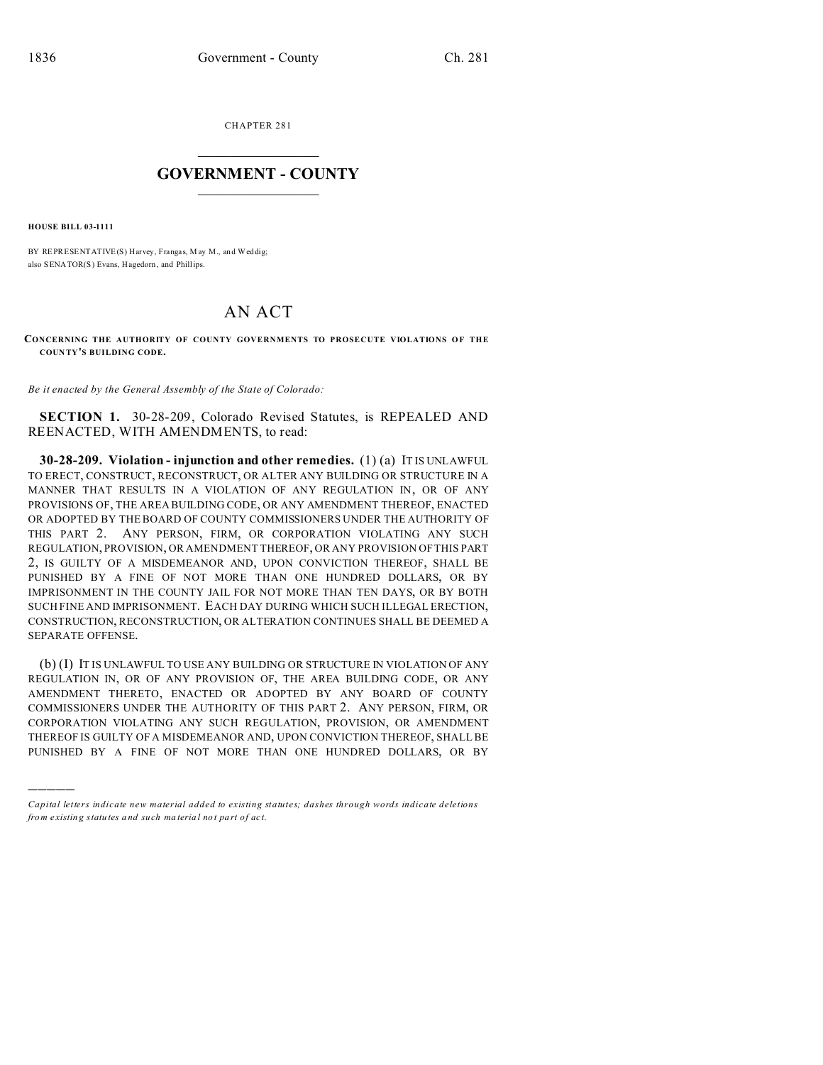CHAPTER 281

# GOVERNMENT - COUNTY

**HOUSE BILL 03-1111**

BY REPRESENTATIVE(S) Harvey, Frangas, May M., and Weddig;
also SENATOR(S) Evans, Hagedorn, and Phillips.

# AN ACT

**CONCERNING THE AUTHORITY OF COUNTY GOVERNMENTS TO PROSECUTE VIOLATIONS OF THE COUNTY'S BUILDING CODE.**

*Be it enacted by the General Assembly of the State of Colorado:*

**SECTION 1.** 30-28-209, Colorado Revised Statutes, is REPEALED AND REENACTED, WITH AMENDMENTS, to read:

**30-28-209. Violation - injunction and other remedies.** (1) (a) IT IS UNLAWFUL TO ERECT, CONSTRUCT, RECONSTRUCT, OR ALTER ANY BUILDING OR STRUCTURE IN A MANNER THAT RESULTS IN A VIOLATION OF ANY REGULATION IN, OR OF ANY PROVISIONS OF, THE AREA BUILDING CODE, OR ANY AMENDMENT THEREOF, ENACTED OR ADOPTED BY THE BOARD OF COUNTY COMMISSIONERS UNDER THE AUTHORITY OF THIS PART 2. ANY PERSON, FIRM, OR CORPORATION VIOLATING ANY SUCH REGULATION, PROVISION, OR AMENDMENT THEREOF, OR ANY PROVISION OF THIS PART 2, IS GUILTY OF A MISDEMEANOR AND, UPON CONVICTION THEREOF, SHALL BE PUNISHED BY A FINE OF NOT MORE THAN ONE HUNDRED DOLLARS, OR BY IMPRISONMENT IN THE COUNTY JAIL FOR NOT MORE THAN TEN DAYS, OR BY BOTH SUCH FINE AND IMPRISONMENT. EACH DAY DURING WHICH SUCH ILLEGAL ERECTION, CONSTRUCTION, RECONSTRUCTION, OR ALTERATION CONTINUES SHALL BE DEEMED A SEPARATE OFFENSE.

(b) (I) IT IS UNLAWFUL TO USE ANY BUILDING OR STRUCTURE IN VIOLATION OF ANY REGULATION IN, OR OF ANY PROVISION OF, THE AREA BUILDING CODE, OR ANY AMENDMENT THERETO, ENACTED OR ADOPTED BY ANY BOARD OF COUNTY COMMISSIONERS UNDER THE AUTHORITY OF THIS PART 2. ANY PERSON, FIRM, OR CORPORATION VIOLATING ANY SUCH REGULATION, PROVISION, OR AMENDMENT THEREOF IS GUILTY OF A MISDEMEANOR AND, UPON CONVICTION THEREOF, SHALL BE PUNISHED BY A FINE OF NOT MORE THAN ONE HUNDRED DOLLARS, OR BY

---

*Capital letters indicate new material added to existing statutes; dashes through words indicate deletions from existing statutes and such material not part of act.*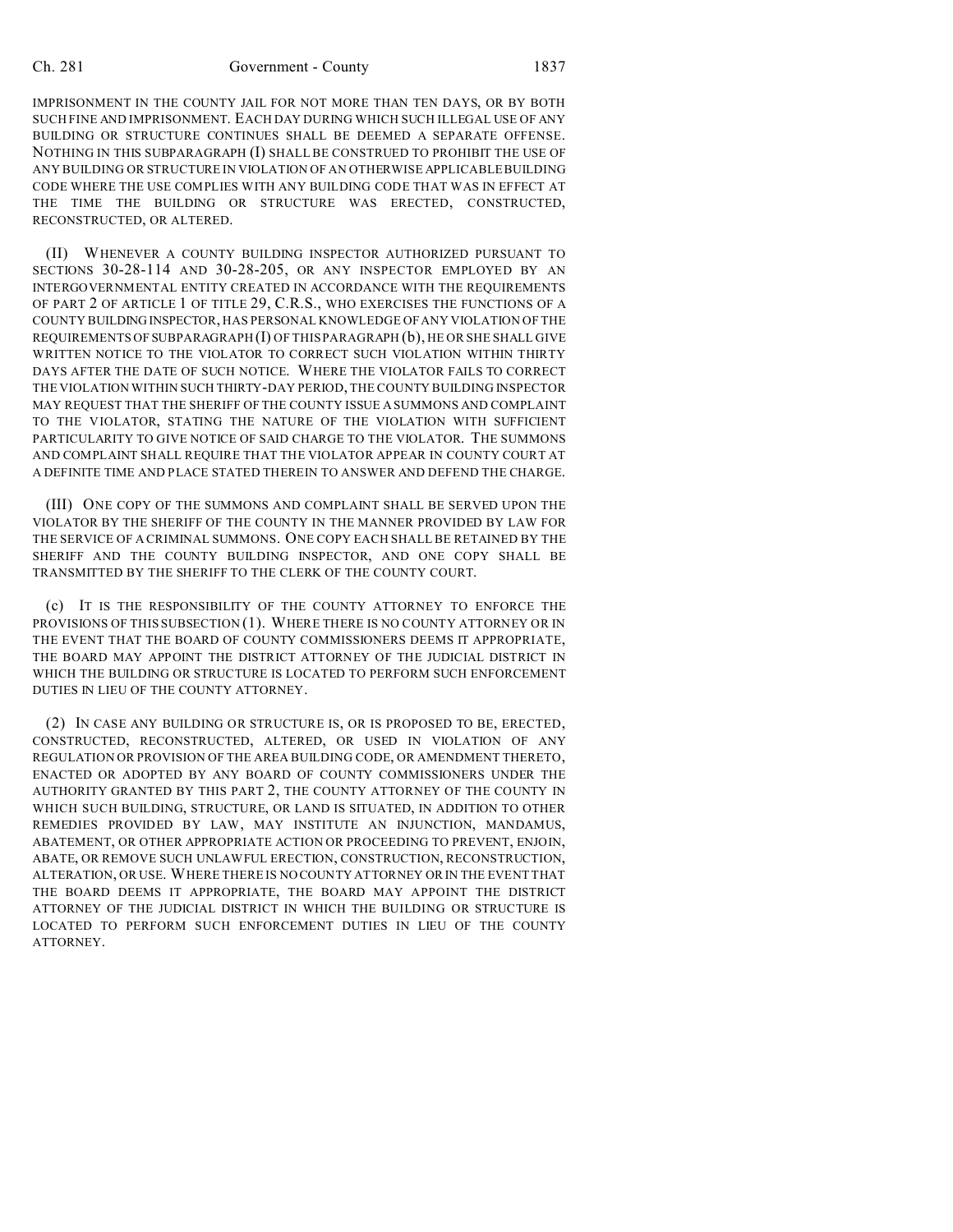IMPRISONMENT IN THE COUNTY JAIL FOR NOT MORE THAN TEN DAYS, OR BY BOTH SUCH FINE AND IMPRISONMENT. EACH DAY DURING WHICH SUCH ILLEGAL USE OF ANY BUILDING OR STRUCTURE CONTINUES SHALL BE DEEMED A SEPARATE OFFENSE. NOTHING IN THIS SUBPARAGRAPH (I) SHALL BE CONSTRUED TO PROHIBIT THE USE OF ANY BUILDING OR STRUCTURE IN VIOLATION OF AN OTHERWISE APPLICABLE BUILDING CODE WHERE THE USE COMPLIES WITH ANY BUILDING CODE THAT WAS IN EFFECT AT THE TIME THE BUILDING OR STRUCTURE WAS ERECTED, CONSTRUCTED, RECONSTRUCTED, OR ALTERED.

(II) WHENEVER A COUNTY BUILDING INSPECTOR AUTHORIZED PURSUANT TO SECTIONS 30-28-114 AND 30-28-205, OR ANY INSPECTOR EMPLOYED BY AN INTERGOVERNMENTAL ENTITY CREATED IN ACCORDANCE WITH THE REQUIREMENTS OF PART 2 OF ARTICLE 1 OF TITLE 29, C.R.S., WHO EXERCISES THE FUNCTIONS OF A COUNTY BUILDING INSPECTOR, HAS PERSONAL KNOWLEDGE OF ANY VIOLATION OF THE REQUIREMENTS OF SUBPARAGRAPH (I) OF THIS PARAGRAPH (b), HE OR SHE SHALL GIVE WRITTEN NOTICE TO THE VIOLATOR TO CORRECT SUCH VIOLATION WITHIN THIRTY DAYS AFTER THE DATE OF SUCH NOTICE. WHERE THE VIOLATOR FAILS TO CORRECT THE VIOLATION WITHIN SUCH THIRTY-DAY PERIOD, THE COUNTY BUILDING INSPECTOR MAY REQUEST THAT THE SHERIFF OF THE COUNTY ISSUE A SUMMONS AND COMPLAINT TO THE VIOLATOR, STATING THE NATURE OF THE VIOLATION WITH SUFFICIENT PARTICULARITY TO GIVE NOTICE OF SAID CHARGE TO THE VIOLATOR. THE SUMMONS AND COMPLAINT SHALL REQUIRE THAT THE VIOLATOR APPEAR IN COUNTY COURT AT A DEFINITE TIME AND PLACE STATED THEREIN TO ANSWER AND DEFEND THE CHARGE.

(III) ONE COPY OF THE SUMMONS AND COMPLAINT SHALL BE SERVED UPON THE VIOLATOR BY THE SHERIFF OF THE COUNTY IN THE MANNER PROVIDED BY LAW FOR THE SERVICE OF A CRIMINAL SUMMONS. ONE COPY EACH SHALL BE RETAINED BY THE SHERIFF AND THE COUNTY BUILDING INSPECTOR, AND ONE COPY SHALL BE TRANSMITTED BY THE SHERIFF TO THE CLERK OF THE COUNTY COURT.

(c) IT IS THE RESPONSIBILITY OF THE COUNTY ATTORNEY TO ENFORCE THE PROVISIONS OF THIS SUBSECTION (1). WHERE THERE IS NO COUNTY ATTORNEY OR IN THE EVENT THAT THE BOARD OF COUNTY COMMISSIONERS DEEMS IT APPROPRIATE, THE BOARD MAY APPOINT THE DISTRICT ATTORNEY OF THE JUDICIAL DISTRICT IN WHICH THE BUILDING OR STRUCTURE IS LOCATED TO PERFORM SUCH ENFORCEMENT DUTIES IN LIEU OF THE COUNTY ATTORNEY.

(2) IN CASE ANY BUILDING OR STRUCTURE IS, OR IS PROPOSED TO BE, ERECTED, CONSTRUCTED, RECONSTRUCTED, ALTERED, OR USED IN VIOLATION OF ANY REGULATION OR PROVISION OF THE AREA BUILDING CODE, OR AMENDMENT THERETO, ENACTED OR ADOPTED BY ANY BOARD OF COUNTY COMMISSIONERS UNDER THE AUTHORITY GRANTED BY THIS PART 2, THE COUNTY ATTORNEY OF THE COUNTY IN WHICH SUCH BUILDING, STRUCTURE, OR LAND IS SITUATED, IN ADDITION TO OTHER REMEDIES PROVIDED BY LAW, MAY INSTITUTE AN INJUNCTION, MANDAMUS, ABATEMENT, OR OTHER APPROPRIATE ACTION OR PROCEEDING TO PREVENT, ENJOIN, ABATE, OR REMOVE SUCH UNLAWFUL ERECTION, CONSTRUCTION, RECONSTRUCTION, ALTERATION, OR USE. WHERE THERE IS NO COUNTY ATTORNEY OR IN THE EVENT THAT THE BOARD DEEMS IT APPROPRIATE, THE BOARD MAY APPOINT THE DISTRICT ATTORNEY OF THE JUDICIAL DISTRICT IN WHICH THE BUILDING OR STRUCTURE IS LOCATED TO PERFORM SUCH ENFORCEMENT DUTIES IN LIEU OF THE COUNTY ATTORNEY.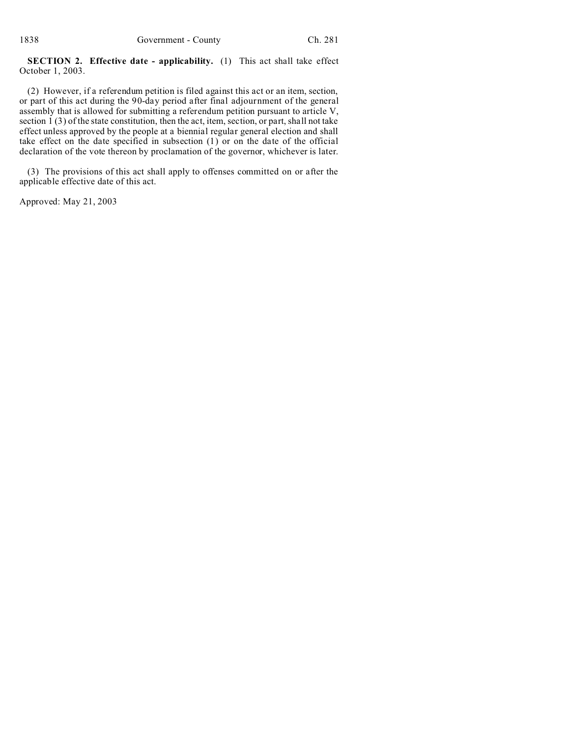**SECTION 2. Effective date - applicability.** (1) This act shall take effect October 1, 2003.

(2) However, if a referendum petition is filed against this act or an item, section, or part of this act during the 90-day period after final adjournment of the general assembly that is allowed for submitting a referendum petition pursuant to article V, section 1 (3) of the state constitution, then the act, item, section, or part, shall not take effect unless approved by the people at a biennial regular general election and shall take effect on the date specified in subsection (1) or on the date of the official declaration of the vote thereon by proclamation of the governor, whichever is later.

(3) The provisions of this act shall apply to offenses committed on or after the applicable effective date of this act.

Approved: May 21, 2003